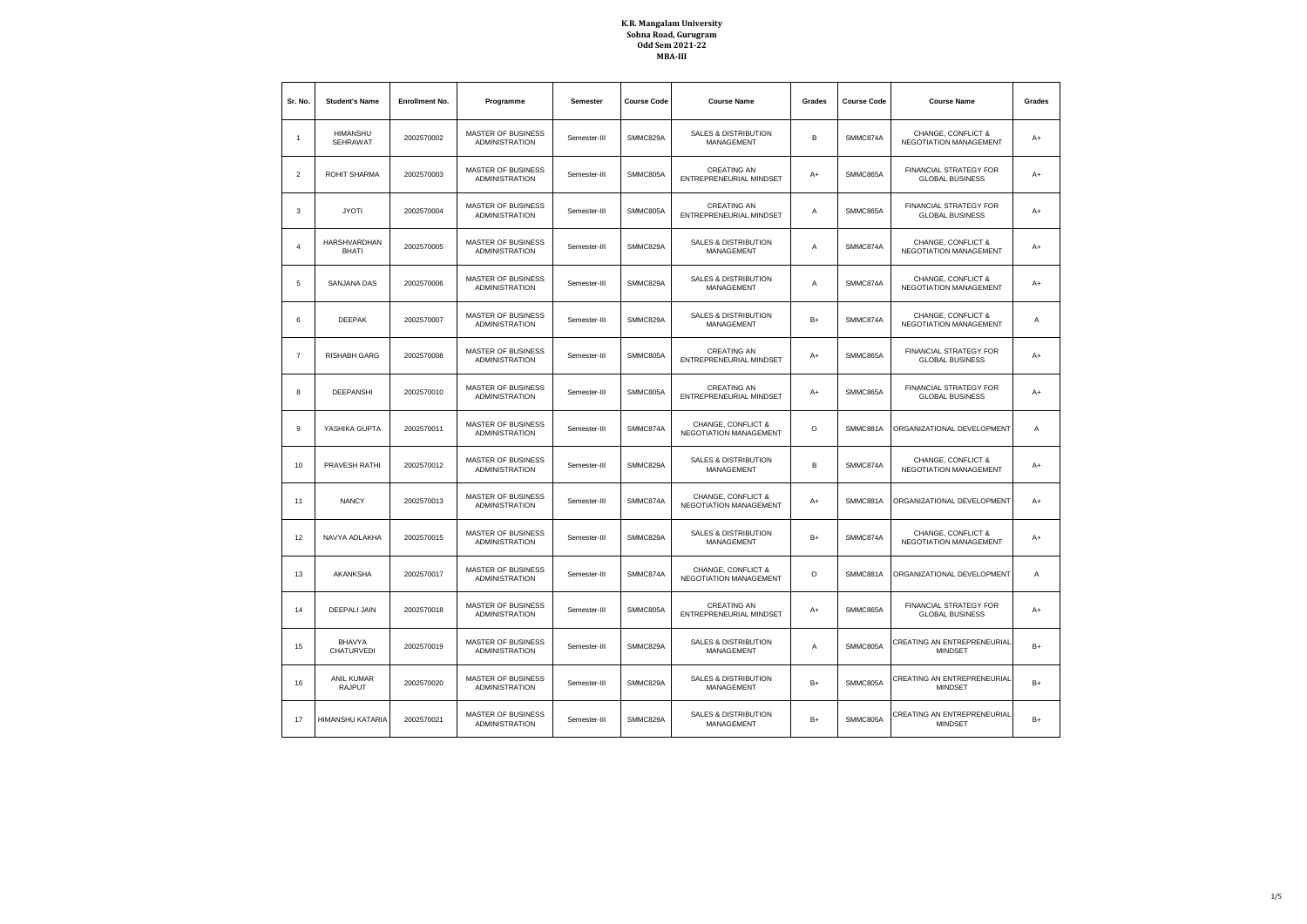**K.R. Mangalam University**
**Sohna Road, Gurugram**
**Odd Sem 2021-22**
**MBA-III**

| Sr. No. | Student's Name | Enrollment No. | Programme | Semester | Course Code | Course Name | Grades | Course Code | Course Name | Grades |
|---|---|---|---|---|---|---|---|---|---|---|
| 1 | HIMANSHU SEHRAWAT | 2002570002 | MASTER OF BUSINESS ADMINISTRATION | Semester-III | SMMC829A | SALES & DISTRIBUTION MANAGEMENT | B | SMMC874A | CHANGE, CONFLICT & NEGOTIATION MANAGEMENT | A+ |
| 2 | ROHIT SHARMA | 2002570003 | MASTER OF BUSINESS ADMINISTRATION | Semester-III | SMMC805A | CREATING AN ENTREPRENEURIAL MINDSET | A+ | SMMC865A | FINANCIAL STRATEGY FOR GLOBAL BUSINESS | A+ |
| 3 | JYOTI | 2002570004 | MASTER OF BUSINESS ADMINISTRATION | Semester-III | SMMC805A | CREATING AN ENTREPRENEURIAL MINDSET | A | SMMC865A | FINANCIAL STRATEGY FOR GLOBAL BUSINESS | A+ |
| 4 | HARSHVARDHAN BHATI | 2002570005 | MASTER OF BUSINESS ADMINISTRATION | Semester-III | SMMC829A | SALES & DISTRIBUTION MANAGEMENT | A | SMMC874A | CHANGE, CONFLICT & NEGOTIATION MANAGEMENT | A+ |
| 5 | SANJANA DAS | 2002570006 | MASTER OF BUSINESS ADMINISTRATION | Semester-III | SMMC829A | SALES & DISTRIBUTION MANAGEMENT | A | SMMC874A | CHANGE, CONFLICT & NEGOTIATION MANAGEMENT | A+ |
| 6 | DEEPAK | 2002570007 | MASTER OF BUSINESS ADMINISTRATION | Semester-III | SMMC829A | SALES & DISTRIBUTION MANAGEMENT | B+ | SMMC874A | CHANGE, CONFLICT & NEGOTIATION MANAGEMENT | A |
| 7 | RISHABH GARG | 2002570008 | MASTER OF BUSINESS ADMINISTRATION | Semester-III | SMMC805A | CREATING AN ENTREPRENEURIAL MINDSET | A+ | SMMC865A | FINANCIAL STRATEGY FOR GLOBAL BUSINESS | A+ |
| 8 | DEEPANSHI | 2002570010 | MASTER OF BUSINESS ADMINISTRATION | Semester-III | SMMC805A | CREATING AN ENTREPRENEURIAL MINDSET | A+ | SMMC865A | FINANCIAL STRATEGY FOR GLOBAL BUSINESS | A+ |
| 9 | YASHIKA GUPTA | 2002570011 | MASTER OF BUSINESS ADMINISTRATION | Semester-III | SMMC874A | CHANGE, CONFLICT & NEGOTIATION MANAGEMENT | O | SMMC881A | ORGANIZATIONAL DEVELOPMENT | A |
| 10 | PRAVESH RATHI | 2002570012 | MASTER OF BUSINESS ADMINISTRATION | Semester-III | SMMC829A | SALES & DISTRIBUTION MANAGEMENT | B | SMMC874A | CHANGE, CONFLICT & NEGOTIATION MANAGEMENT | A+ |
| 11 | NANCY | 2002570013 | MASTER OF BUSINESS ADMINISTRATION | Semester-III | SMMC874A | CHANGE, CONFLICT & NEGOTIATION MANAGEMENT | A+ | SMMC881A | ORGANIZATIONAL DEVELOPMENT | A+ |
| 12 | NAVYA ADLAKHA | 2002570015 | MASTER OF BUSINESS ADMINISTRATION | Semester-III | SMMC829A | SALES & DISTRIBUTION MANAGEMENT | B+ | SMMC874A | CHANGE, CONFLICT & NEGOTIATION MANAGEMENT | A+ |
| 13 | AKANKSHA | 2002570017 | MASTER OF BUSINESS ADMINISTRATION | Semester-III | SMMC874A | CHANGE, CONFLICT & NEGOTIATION MANAGEMENT | O | SMMC881A | ORGANIZATIONAL DEVELOPMENT | A |
| 14 | DEEPALI JAIN | 2002570018 | MASTER OF BUSINESS ADMINISTRATION | Semester-III | SMMC805A | CREATING AN ENTREPRENEURIAL MINDSET | A+ | SMMC865A | FINANCIAL STRATEGY FOR GLOBAL BUSINESS | A+ |
| 15 | BHAVYA CHATURVEDI | 2002570019 | MASTER OF BUSINESS ADMINISTRATION | Semester-III | SMMC829A | SALES & DISTRIBUTION MANAGEMENT | A | SMMC805A | CREATING AN ENTREPRENEURIAL MINDSET | B+ |
| 16 | ANIL KUMAR RAJPUT | 2002570020 | MASTER OF BUSINESS ADMINISTRATION | Semester-III | SMMC829A | SALES & DISTRIBUTION MANAGEMENT | B+ | SMMC805A | CREATING AN ENTREPRENEURIAL MINDSET | B+ |
| 17 | HIMANSHU KATARIA | 2002570021 | MASTER OF BUSINESS ADMINISTRATION | Semester-III | SMMC829A | SALES & DISTRIBUTION MANAGEMENT | B+ | SMMC805A | CREATING AN ENTREPRENEURIAL MINDSET | B+ |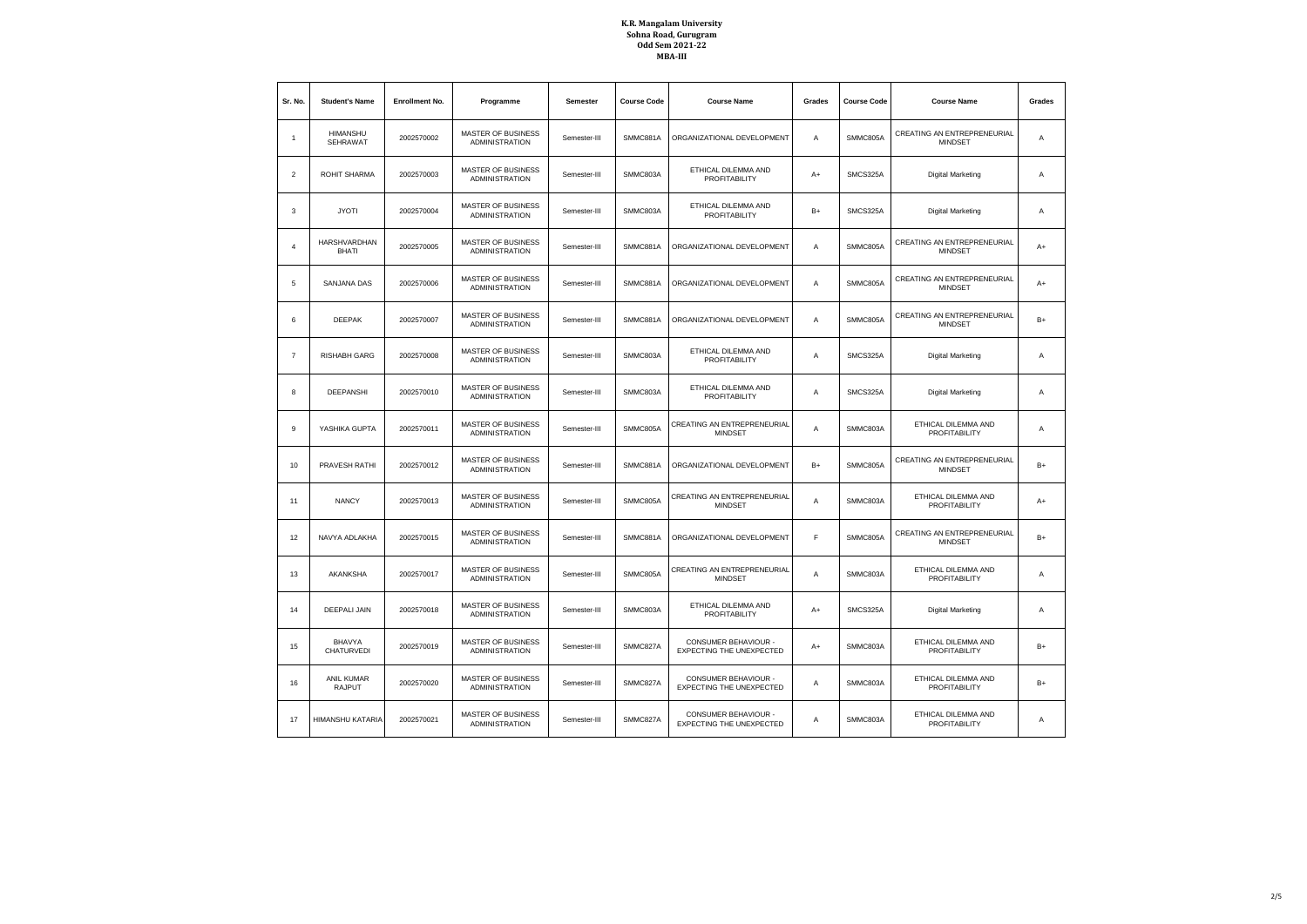**K.R. Mangalam University**
**Sohna Road, Gurugram**
**Odd Sem 2021-22**
**MBA-III**

| Sr. No. | Student's Name | Enrollment No. | Programme | Semester | Course Code | Course Name | Grades | Course Code | Course Name | Grades |
|---|---|---|---|---|---|---|---|---|---|---|
| 1 | HIMANSHU SEHRAWAT | 2002570002 | MASTER OF BUSINESS ADMINISTRATION | Semester-III | SMMC881A | ORGANIZATIONAL DEVELOPMENT | A | SMMC805A | CREATING AN ENTREPRENEURIAL MINDSET | A |
| 2 | ROHIT SHARMA | 2002570003 | MASTER OF BUSINESS ADMINISTRATION | Semester-III | SMMC803A | ETHICAL DILEMMA AND PROFITABILITY | A+ | SMCS325A | Digital Marketing | A |
| 3 | JYOTI | 2002570004 | MASTER OF BUSINESS ADMINISTRATION | Semester-III | SMMC803A | ETHICAL DILEMMA AND PROFITABILITY | B+ | SMCS325A | Digital Marketing | A |
| 4 | HARSHVARDHAN BHATI | 2002570005 | MASTER OF BUSINESS ADMINISTRATION | Semester-III | SMMC881A | ORGANIZATIONAL DEVELOPMENT | A | SMMC805A | CREATING AN ENTREPRENEURIAL MINDSET | A+ |
| 5 | SANJANA DAS | 2002570006 | MASTER OF BUSINESS ADMINISTRATION | Semester-III | SMMC881A | ORGANIZATIONAL DEVELOPMENT | A | SMMC805A | CREATING AN ENTREPRENEURIAL MINDSET | A+ |
| 6 | DEEPAK | 2002570007 | MASTER OF BUSINESS ADMINISTRATION | Semester-III | SMMC881A | ORGANIZATIONAL DEVELOPMENT | A | SMMC805A | CREATING AN ENTREPRENEURIAL MINDSET | B+ |
| 7 | RISHABH GARG | 2002570008 | MASTER OF BUSINESS ADMINISTRATION | Semester-III | SMMC803A | ETHICAL DILEMMA AND PROFITABILITY | A | SMCS325A | Digital Marketing | A |
| 8 | DEEPANSHI | 2002570010 | MASTER OF BUSINESS ADMINISTRATION | Semester-III | SMMC803A | ETHICAL DILEMMA AND PROFITABILITY | A | SMCS325A | Digital Marketing | A |
| 9 | YASHIKA GUPTA | 2002570011 | MASTER OF BUSINESS ADMINISTRATION | Semester-III | SMMC805A | CREATING AN ENTREPRENEURIAL MINDSET | A | SMMC803A | ETHICAL DILEMMA AND PROFITABILITY | A |
| 10 | PRAVESH RATHI | 2002570012 | MASTER OF BUSINESS ADMINISTRATION | Semester-III | SMMC881A | ORGANIZATIONAL DEVELOPMENT | B+ | SMMC805A | CREATING AN ENTREPRENEURIAL MINDSET | B+ |
| 11 | NANCY | 2002570013 | MASTER OF BUSINESS ADMINISTRATION | Semester-III | SMMC805A | CREATING AN ENTREPRENEURIAL MINDSET | A | SMMC803A | ETHICAL DILEMMA AND PROFITABILITY | A+ |
| 12 | NAVYA ADLAKHA | 2002570015 | MASTER OF BUSINESS ADMINISTRATION | Semester-III | SMMC881A | ORGANIZATIONAL DEVELOPMENT | F | SMMC805A | CREATING AN ENTREPRENEURIAL MINDSET | B+ |
| 13 | AKANKSHA | 2002570017 | MASTER OF BUSINESS ADMINISTRATION | Semester-III | SMMC805A | CREATING AN ENTREPRENEURIAL MINDSET | A | SMMC803A | ETHICAL DILEMMA AND PROFITABILITY | A |
| 14 | DEEPALI JAIN | 2002570018 | MASTER OF BUSINESS ADMINISTRATION | Semester-III | SMMC803A | ETHICAL DILEMMA AND PROFITABILITY | A+ | SMCS325A | Digital Marketing | A |
| 15 | BHAVYA CHATURVEDI | 2002570019 | MASTER OF BUSINESS ADMINISTRATION | Semester-III | SMMC827A | CONSUMER BEHAVIOUR - EXPECTING THE UNEXPECTED | A+ | SMMC803A | ETHICAL DILEMMA AND PROFITABILITY | B+ |
| 16 | ANIL KUMAR RAJPUT | 2002570020 | MASTER OF BUSINESS ADMINISTRATION | Semester-III | SMMC827A | CONSUMER BEHAVIOUR - EXPECTING THE UNEXPECTED | A | SMMC803A | ETHICAL DILEMMA AND PROFITABILITY | B+ |
| 17 | HIMANSHU KATARIA | 2002570021 | MASTER OF BUSINESS ADMINISTRATION | Semester-III | SMMC827A | CONSUMER BEHAVIOUR - EXPECTING THE UNEXPECTED | A | SMMC803A | ETHICAL DILEMMA AND PROFITABILITY | A |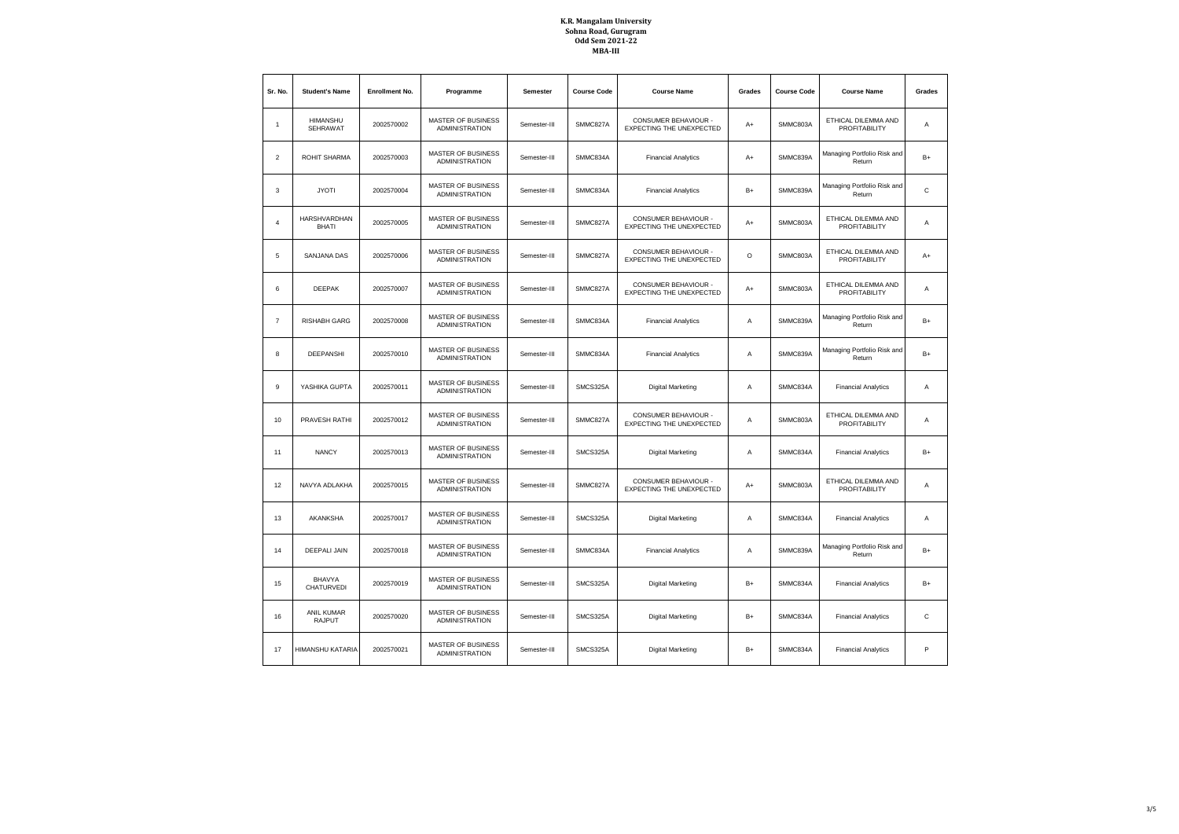**K.R. Mangalam University**
**Sohna Road, Gurugram**
**Odd Sem 2021-22**
**MBA-III**

| Sr. No. | Student's Name | Enrollment No. | Programme | Semester | Course Code | Course Name | Grades | Course Code | Course Name | Grades |
|---|---|---|---|---|---|---|---|---|---|---|
| 1 | HIMANSHU SEHRAWAT | 2002570002 | MASTER OF BUSINESS ADMINISTRATION | Semester-III | SMMC827A | CONSUMER BEHAVIOUR - EXPECTING THE UNEXPECTED | A+ | SMMC803A | ETHICAL DILEMMA AND PROFITABILITY | A |
| 2 | ROHIT SHARMA | 2002570003 | MASTER OF BUSINESS ADMINISTRATION | Semester-III | SMMC834A | Financial Analytics | A+ | SMMC839A | Managing Portfolio Risk and Return | B+ |
| 3 | JYOTI | 2002570004 | MASTER OF BUSINESS ADMINISTRATION | Semester-III | SMMC834A | Financial Analytics | B+ | SMMC839A | Managing Portfolio Risk and Return | C |
| 4 | HARSHVARDHAN BHATI | 2002570005 | MASTER OF BUSINESS ADMINISTRATION | Semester-III | SMMC827A | CONSUMER BEHAVIOUR - EXPECTING THE UNEXPECTED | A+ | SMMC803A | ETHICAL DILEMMA AND PROFITABILITY | A |
| 5 | SANJANA DAS | 2002570006 | MASTER OF BUSINESS ADMINISTRATION | Semester-III | SMMC827A | CONSUMER BEHAVIOUR - EXPECTING THE UNEXPECTED | O | SMMC803A | ETHICAL DILEMMA AND PROFITABILITY | A+ |
| 6 | DEEPAK | 2002570007 | MASTER OF BUSINESS ADMINISTRATION | Semester-III | SMMC827A | CONSUMER BEHAVIOUR - EXPECTING THE UNEXPECTED | A+ | SMMC803A | ETHICAL DILEMMA AND PROFITABILITY | A |
| 7 | RISHABH GARG | 2002570008 | MASTER OF BUSINESS ADMINISTRATION | Semester-III | SMMC834A | Financial Analytics | A | SMMC839A | Managing Portfolio Risk and Return | B+ |
| 8 | DEEPANSHI | 2002570010 | MASTER OF BUSINESS ADMINISTRATION | Semester-III | SMMC834A | Financial Analytics | A | SMMC839A | Managing Portfolio Risk and Return | B+ |
| 9 | YASHIKA GUPTA | 2002570011 | MASTER OF BUSINESS ADMINISTRATION | Semester-III | SMCS325A | Digital Marketing | A | SMMC834A | Financial Analytics | A |
| 10 | PRAVESH RATHI | 2002570012 | MASTER OF BUSINESS ADMINISTRATION | Semester-III | SMMC827A | CONSUMER BEHAVIOUR - EXPECTING THE UNEXPECTED | A | SMMC803A | ETHICAL DILEMMA AND PROFITABILITY | A |
| 11 | NANCY | 2002570013 | MASTER OF BUSINESS ADMINISTRATION | Semester-III | SMCS325A | Digital Marketing | A | SMMC834A | Financial Analytics | B+ |
| 12 | NAVYA ADLAKHA | 2002570015 | MASTER OF BUSINESS ADMINISTRATION | Semester-III | SMMC827A | CONSUMER BEHAVIOUR - EXPECTING THE UNEXPECTED | A+ | SMMC803A | ETHICAL DILEMMA AND PROFITABILITY | A |
| 13 | AKANKSHA | 2002570017 | MASTER OF BUSINESS ADMINISTRATION | Semester-III | SMCS325A | Digital Marketing | A | SMMC834A | Financial Analytics | A |
| 14 | DEEPALI JAIN | 2002570018 | MASTER OF BUSINESS ADMINISTRATION | Semester-III | SMMC834A | Financial Analytics | A | SMMC839A | Managing Portfolio Risk and Return | B+ |
| 15 | BHAVYA CHATURVEDI | 2002570019 | MASTER OF BUSINESS ADMINISTRATION | Semester-III | SMCS325A | Digital Marketing | B+ | SMMC834A | Financial Analytics | B+ |
| 16 | ANIL KUMAR RAJPUT | 2002570020 | MASTER OF BUSINESS ADMINISTRATION | Semester-III | SMCS325A | Digital Marketing | B+ | SMMC834A | Financial Analytics | C |
| 17 | HIMANSHU KATARIA | 2002570021 | MASTER OF BUSINESS ADMINISTRATION | Semester-III | SMCS325A | Digital Marketing | B+ | SMMC834A | Financial Analytics | P |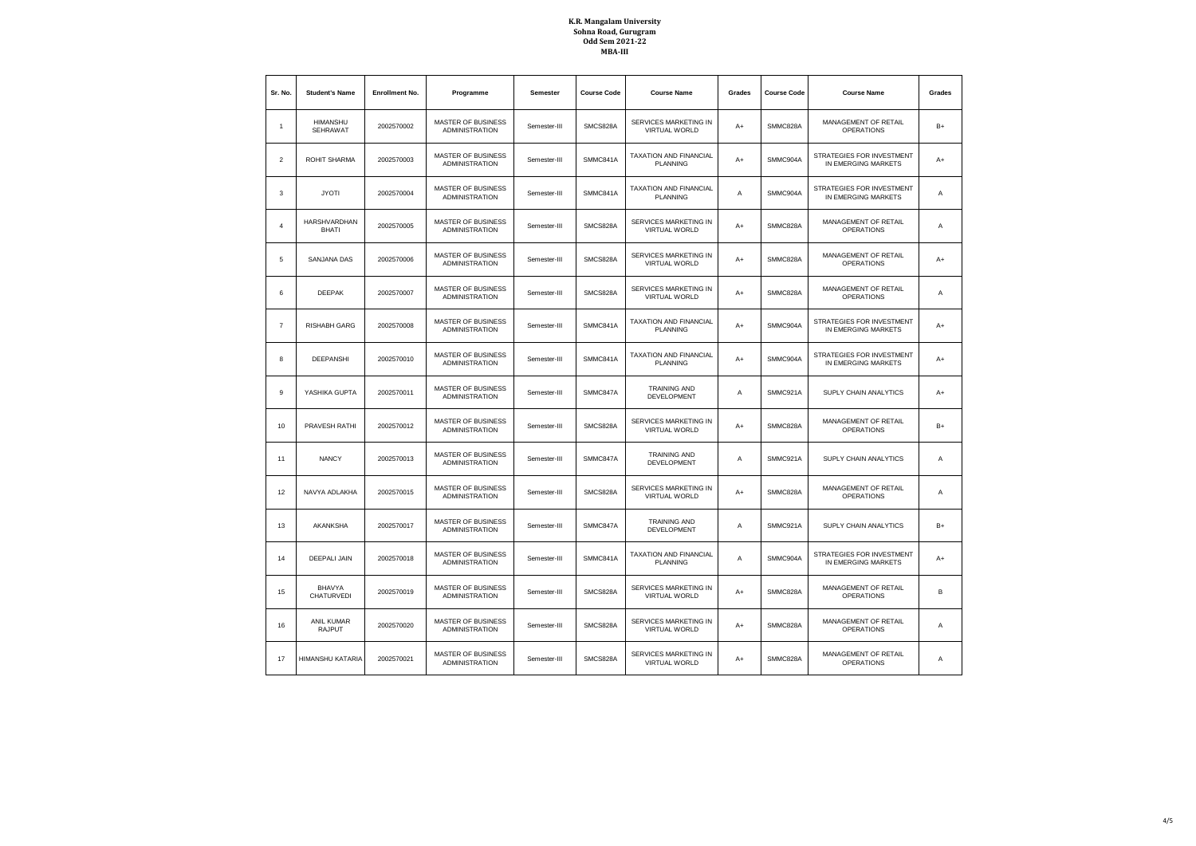**K.R. Mangalam University**
**Sohna Road, Gurugram**
**Odd Sem 2021-22**
**MBA-III**

| Sr. No. | Student's Name | Enrollment No. | Programme | Semester | Course Code | Course Name | Grades | Course Code | Course Name | Grades |
|---|---|---|---|---|---|---|---|---|---|---|
| 1 | HIMANSHU SEHRAWAT | 2002570002 | MASTER OF BUSINESS ADMINISTRATION | Semester-III | SMCS828A | SERVICES MARKETING IN VIRTUAL WORLD | A+ | SMMC828A | MANAGEMENT OF RETAIL OPERATIONS | B+ |
| 2 | ROHIT SHARMA | 2002570003 | MASTER OF BUSINESS ADMINISTRATION | Semester-III | SMMC841A | TAXATION AND FINANCIAL PLANNING | A+ | SMMC904A | STRATEGIES FOR INVESTMENT IN EMERGING MARKETS | A+ |
| 3 | JYOTI | 2002570004 | MASTER OF BUSINESS ADMINISTRATION | Semester-III | SMMC841A | TAXATION AND FINANCIAL PLANNING | A | SMMC904A | STRATEGIES FOR INVESTMENT IN EMERGING MARKETS | A |
| 4 | HARSHVARDHAN BHATI | 2002570005 | MASTER OF BUSINESS ADMINISTRATION | Semester-III | SMCS828A | SERVICES MARKETING IN VIRTUAL WORLD | A+ | SMMC828A | MANAGEMENT OF RETAIL OPERATIONS | A |
| 5 | SANJANA DAS | 2002570006 | MASTER OF BUSINESS ADMINISTRATION | Semester-III | SMCS828A | SERVICES MARKETING IN VIRTUAL WORLD | A+ | SMMC828A | MANAGEMENT OF RETAIL OPERATIONS | A+ |
| 6 | DEEPAK | 2002570007 | MASTER OF BUSINESS ADMINISTRATION | Semester-III | SMCS828A | SERVICES MARKETING IN VIRTUAL WORLD | A+ | SMMC828A | MANAGEMENT OF RETAIL OPERATIONS | A |
| 7 | RISHABH GARG | 2002570008 | MASTER OF BUSINESS ADMINISTRATION | Semester-III | SMMC841A | TAXATION AND FINANCIAL PLANNING | A+ | SMMC904A | STRATEGIES FOR INVESTMENT IN EMERGING MARKETS | A+ |
| 8 | DEEPANSHI | 2002570010 | MASTER OF BUSINESS ADMINISTRATION | Semester-III | SMMC841A | TAXATION AND FINANCIAL PLANNING | A+ | SMMC904A | STRATEGIES FOR INVESTMENT IN EMERGING MARKETS | A+ |
| 9 | YASHIKA GUPTA | 2002570011 | MASTER OF BUSINESS ADMINISTRATION | Semester-III | SMMC847A | TRAINING AND DEVELOPMENT | A | SMMC921A | SUPLY CHAIN ANALYTICS | A+ |
| 10 | PRAVESH RATHI | 2002570012 | MASTER OF BUSINESS ADMINISTRATION | Semester-III | SMCS828A | SERVICES MARKETING IN VIRTUAL WORLD | A+ | SMMC828A | MANAGEMENT OF RETAIL OPERATIONS | B+ |
| 11 | NANCY | 2002570013 | MASTER OF BUSINESS ADMINISTRATION | Semester-III | SMMC847A | TRAINING AND DEVELOPMENT | A | SMMC921A | SUPLY CHAIN ANALYTICS | A |
| 12 | NAVYA ADLAKHA | 2002570015 | MASTER OF BUSINESS ADMINISTRATION | Semester-III | SMCS828A | SERVICES MARKETING IN VIRTUAL WORLD | A+ | SMMC828A | MANAGEMENT OF RETAIL OPERATIONS | A |
| 13 | AKANKSHA | 2002570017 | MASTER OF BUSINESS ADMINISTRATION | Semester-III | SMMC847A | TRAINING AND DEVELOPMENT | A | SMMC921A | SUPLY CHAIN ANALYTICS | B+ |
| 14 | DEEPALI JAIN | 2002570018 | MASTER OF BUSINESS ADMINISTRATION | Semester-III | SMMC841A | TAXATION AND FINANCIAL PLANNING | A | SMMC904A | STRATEGIES FOR INVESTMENT IN EMERGING MARKETS | A+ |
| 15 | BHAVYA CHATURVEDI | 2002570019 | MASTER OF BUSINESS ADMINISTRATION | Semester-III | SMCS828A | SERVICES MARKETING IN VIRTUAL WORLD | A+ | SMMC828A | MANAGEMENT OF RETAIL OPERATIONS | B |
| 16 | ANIL KUMAR RAJPUT | 2002570020 | MASTER OF BUSINESS ADMINISTRATION | Semester-III | SMCS828A | SERVICES MARKETING IN VIRTUAL WORLD | A+ | SMMC828A | MANAGEMENT OF RETAIL OPERATIONS | A |
| 17 | HIMANSHU KATARIA | 2002570021 | MASTER OF BUSINESS ADMINISTRATION | Semester-III | SMCS828A | SERVICES MARKETING IN VIRTUAL WORLD | A+ | SMMC828A | MANAGEMENT OF RETAIL OPERATIONS | A |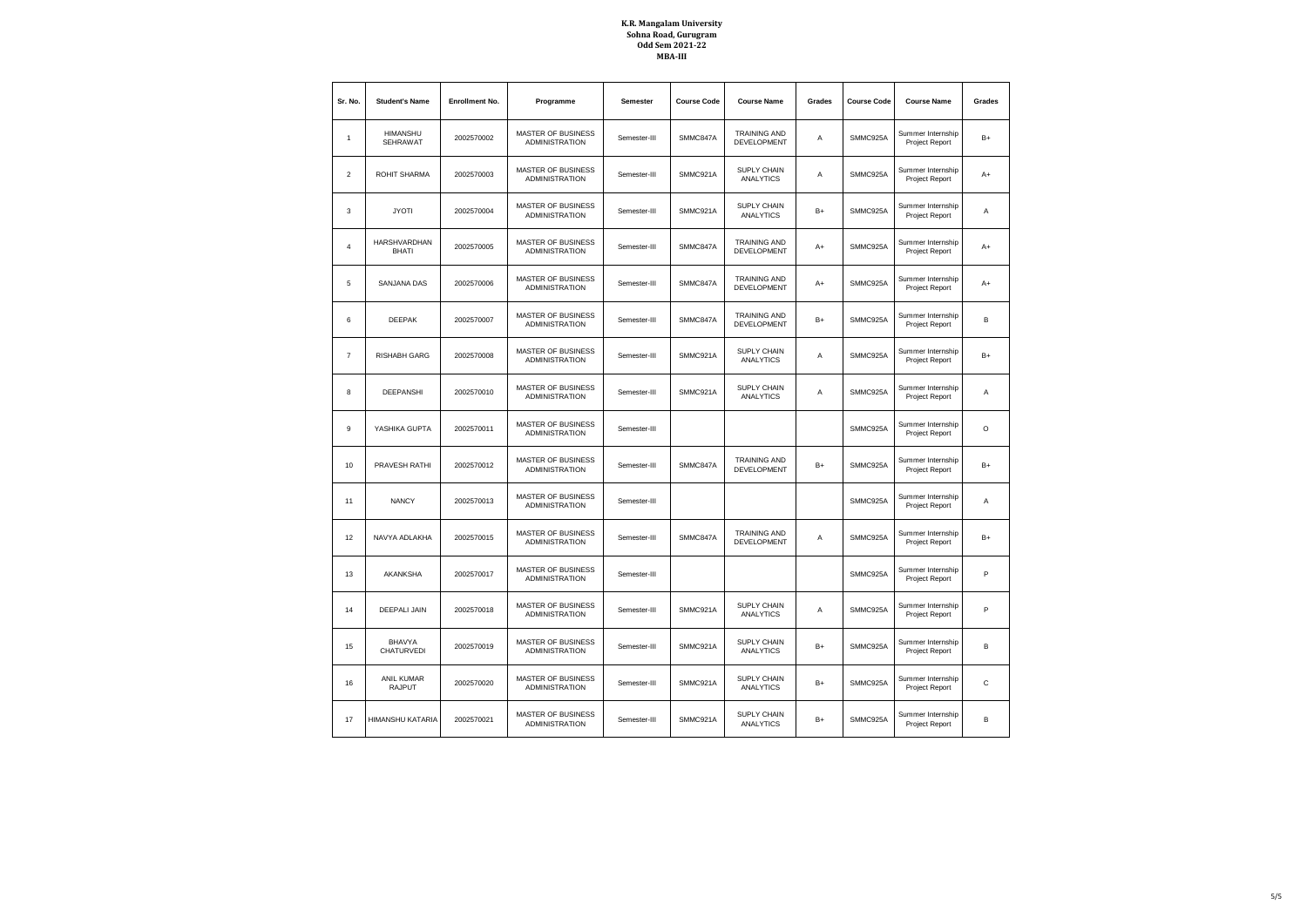**K.R. Mangalam University**
**Sohna Road, Gurugram**
**Odd Sem 2021-22**
**MBA-III**

| Sr. No. | Student's Name | Enrollment No. | Programme | Semester | Course Code | Course Name | Grades | Course Code | Course Name | Grades |
|---|---|---|---|---|---|---|---|---|---|---|
| 1 | HIMANSHU SEHRAWAT | 2002570002 | MASTER OF BUSINESS ADMINISTRATION | Semester-III | SMMC847A | TRAINING AND DEVELOPMENT | A | SMMC925A | Summer Internship Project Report | B+ |
| 2 | ROHIT SHARMA | 2002570003 | MASTER OF BUSINESS ADMINISTRATION | Semester-III | SMMC921A | SUPLY CHAIN ANALYTICS | A | SMMC925A | Summer Internship Project Report | A+ |
| 3 | JYOTI | 2002570004 | MASTER OF BUSINESS ADMINISTRATION | Semester-III | SMMC921A | SUPLY CHAIN ANALYTICS | B+ | SMMC925A | Summer Internship Project Report | A |
| 4 | HARSHVARDHAN BHATI | 2002570005 | MASTER OF BUSINESS ADMINISTRATION | Semester-III | SMMC847A | TRAINING AND DEVELOPMENT | A+ | SMMC925A | Summer Internship Project Report | A+ |
| 5 | SANJANA DAS | 2002570006 | MASTER OF BUSINESS ADMINISTRATION | Semester-III | SMMC847A | TRAINING AND DEVELOPMENT | A+ | SMMC925A | Summer Internship Project Report | A+ |
| 6 | DEEPAK | 2002570007 | MASTER OF BUSINESS ADMINISTRATION | Semester-III | SMMC847A | TRAINING AND DEVELOPMENT | B+ | SMMC925A | Summer Internship Project Report | B |
| 7 | RISHABH GARG | 2002570008 | MASTER OF BUSINESS ADMINISTRATION | Semester-III | SMMC921A | SUPLY CHAIN ANALYTICS | A | SMMC925A | Summer Internship Project Report | B+ |
| 8 | DEEPANSHI | 2002570010 | MASTER OF BUSINESS ADMINISTRATION | Semester-III | SMMC921A | SUPLY CHAIN ANALYTICS | A | SMMC925A | Summer Internship Project Report | A |
| 9 | YASHIKA GUPTA | 2002570011 | MASTER OF BUSINESS ADMINISTRATION | Semester-III | | | | SMMC925A | Summer Internship Project Report | O |
| 10 | PRAVESH RATHI | 2002570012 | MASTER OF BUSINESS ADMINISTRATION | Semester-III | SMMC847A | TRAINING AND DEVELOPMENT | B+ | SMMC925A | Summer Internship Project Report | B+ |
| 11 | NANCY | 2002570013 | MASTER OF BUSINESS ADMINISTRATION | Semester-III | | | | SMMC925A | Summer Internship Project Report | A |
| 12 | NAVYA ADLAKHA | 2002570015 | MASTER OF BUSINESS ADMINISTRATION | Semester-III | SMMC847A | TRAINING AND DEVELOPMENT | A | SMMC925A | Summer Internship Project Report | B+ |
| 13 | AKANKSHA | 2002570017 | MASTER OF BUSINESS ADMINISTRATION | Semester-III | | | | SMMC925A | Summer Internship Project Report | P |
| 14 | DEEPALI JAIN | 2002570018 | MASTER OF BUSINESS ADMINISTRATION | Semester-III | SMMC921A | SUPLY CHAIN ANALYTICS | A | SMMC925A | Summer Internship Project Report | P |
| 15 | BHAVYA CHATURVEDI | 2002570019 | MASTER OF BUSINESS ADMINISTRATION | Semester-III | SMMC921A | SUPLY CHAIN ANALYTICS | B+ | SMMC925A | Summer Internship Project Report | B |
| 16 | ANIL KUMAR RAJPUT | 2002570020 | MASTER OF BUSINESS ADMINISTRATION | Semester-III | SMMC921A | SUPLY CHAIN ANALYTICS | B+ | SMMC925A | Summer Internship Project Report | C |
| 17 | HIMANSHU KATARIA | 2002570021 | MASTER OF BUSINESS ADMINISTRATION | Semester-III | SMMC921A | SUPLY CHAIN ANALYTICS | B+ | SMMC925A | Summer Internship Project Report | B |